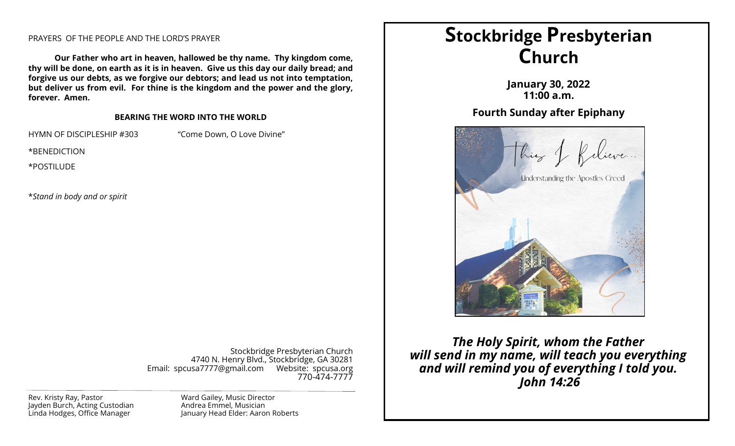PRAYERS OF THE PEOPLE AND THE LORD'S PRAYER

**Our Father who art in heaven, hallowed be thy name. Thy kingdom come, thy will be done, on earth as it is in heaven. Give us this day our daily bread; and forgive us our debts, as we forgive our debtors; and lead us not into temptation, but deliver us from evil. For thine is the kingdom and the power and the glory, forever. Amen.**

**BEARING THE WORD INTO THE WORLD**

HYMN OF DISCIPLESHIP #303 "Come Down, O Love Divine"

*BENEDICTION

*POSTILUDE

**Stand in body and or spirit*

Stockbridge Presbyterian Church
4740 N. Henry Blvd., Stockbridge, GA 30281
Email: spcusa7777@gmail.com Website: spcusa.org
770-474-7777

Rev. Kristy Ray, Pastor
Jayden Burch, Acting Custodian
Linda Hodges, Office Manager

Ward Gailey, Music Director
Andrea Emmel, Musician
January Head Elder: Aaron Roberts

# Stockbridge Presbyterian Church

**January 30, 2022**
**11:00 a.m.**

**Fourth Sunday after Epiphany**

This I Believe...
Understanding the Apostles Creed

***The Holy Spirit, whom the Father will send in my name, will teach you everything and will remind you of everything I told you.***
***John 14:26***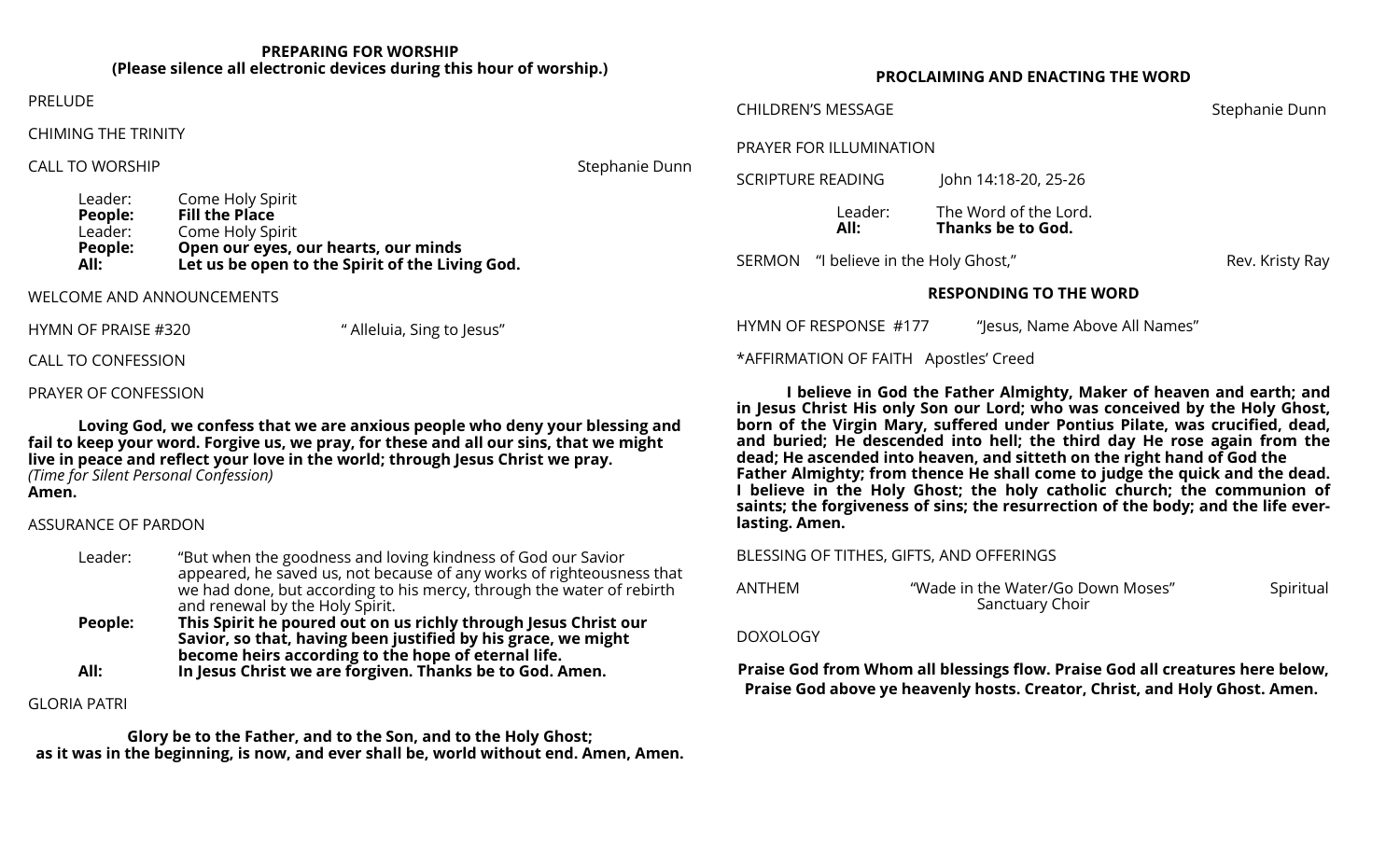**PREPARING FOR WORSHIP**
**(Please silence all electronic devices during this hour of worship.)**

PRELUDE

CHIMING THE TRINITY

CALL TO WORSHIP — Stephanie Dunn

Leader: Come Holy Spirit
**People: Fill the Place**
Leader: Come Holy Spirit
**People: Open our eyes, our hearts, our minds**
**All: Let us be open to the Spirit of the Living God.**

WELCOME AND ANNOUNCEMENTS

HYMN OF PRAISE #320 — " Alleluia, Sing to Jesus"

CALL TO CONFESSION

PRAYER OF CONFESSION

**Loving God, we confess that we are anxious people who deny your blessing and fail to keep your word. Forgive us, we pray, for these and all our sins, that we might live in peace and reflect your love in the world; through Jesus Christ we pray.**
*(Time for Silent Personal Confession)*
**Amen.**

ASSURANCE OF PARDON

Leader: "But when the goodness and loving kindness of God our Savior appeared, he saved us, not because of any works of righteousness that we had done, but according to his mercy, through the water of rebirth and renewal by the Holy Spirit.
**People: This Spirit he poured out on us richly through Jesus Christ our Savior, so that, having been justified by his grace, we might become heirs according to the hope of eternal life.**
**All: In Jesus Christ we are forgiven. Thanks be to God. Amen.**

GLORIA PATRI

**Glory be to the Father, and to the Son, and to the Holy Ghost;**
**as it was in the beginning, is now, and ever shall be, world without end. Amen, Amen.**

**PROCLAIMING AND ENACTING THE WORD**

CHILDREN'S MESSAGE — Stephanie Dunn

PRAYER FOR ILLUMINATION

SCRIPTURE READING — John 14:18-20, 25-26

Leader: The Word of the Lord.
**All: Thanks be to God.**

SERMON "I believe in the Holy Ghost," — Rev. Kristy Ray

**RESPONDING TO THE WORD**

HYMN OF RESPONSE #177 — "Jesus, Name Above All Names"

*AFFIRMATION OF FAITH Apostles' Creed

**I believe in God the Father Almighty, Maker of heaven and earth; and in Jesus Christ His only Son our Lord; who was conceived by the Holy Ghost, born of the Virgin Mary, suffered under Pontius Pilate, was crucified, dead, and buried; He descended into hell; the third day He rose again from the dead; He ascended into heaven, and sitteth on the right hand of God the Father Almighty; from thence He shall come to judge the quick and the dead. I believe in the Holy Ghost; the holy catholic church; the communion of saints; the forgiveness of sins; the resurrection of the body; and the life ever-lasting. Amen.**

BLESSING OF TITHES, GIFTS, AND OFFERINGS

ANTHEM — "Wade in the Water/Go Down Moses" — Spiritual
Sanctuary Choir

DOXOLOGY

**Praise God from Whom all blessings flow. Praise God all creatures here below,**
**Praise God above ye heavenly hosts. Creator, Christ, and Holy Ghost. Amen.**